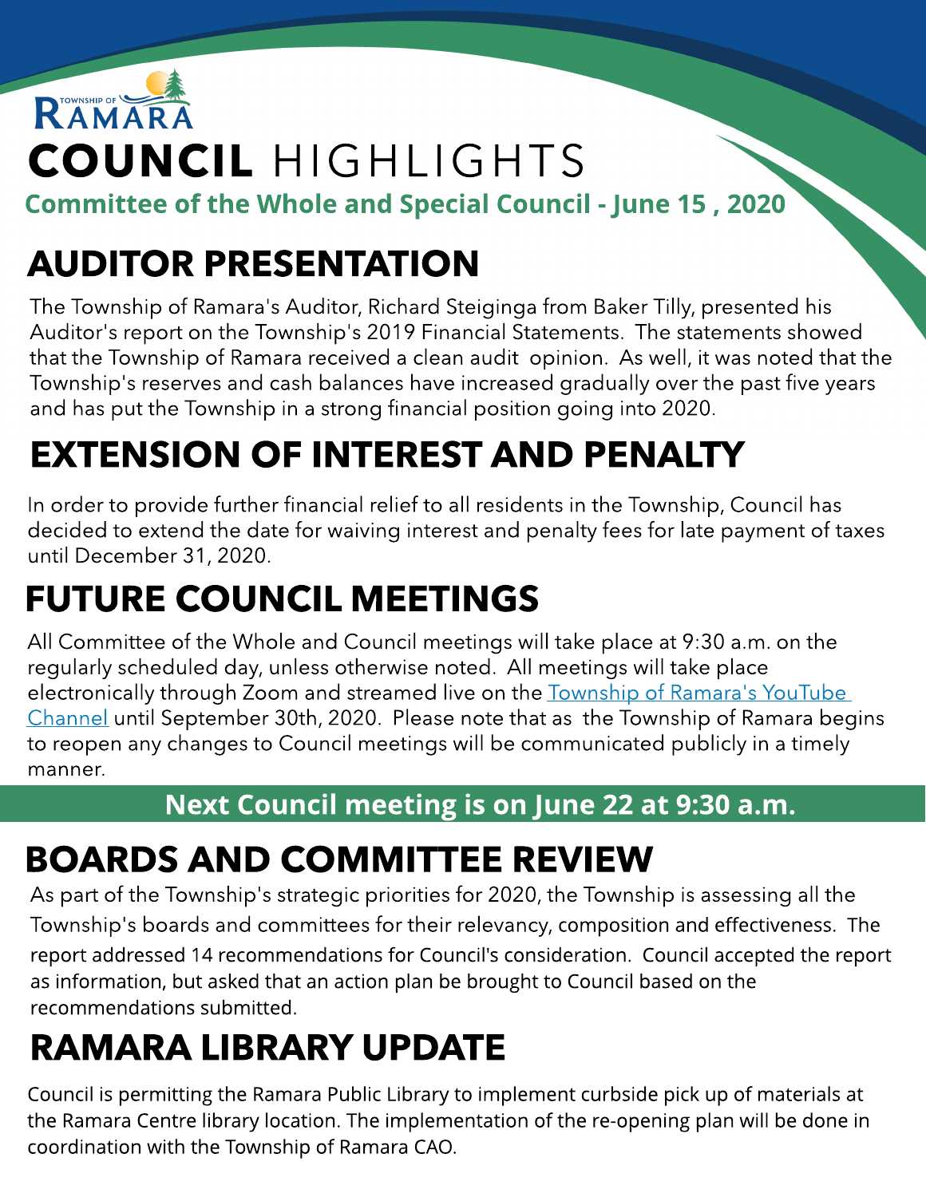TOWNSHIP OF RAMARA

# COUNCIL HIGHLIGHTS

**Committee of the Whole and Special Council - June 15 , 2020**

## AUDITOR PRESENTATION

The Township of Ramara's Auditor, Richard Steiginga from Baker Tilly, presented his Auditor's report on the Township's 2019 Financial Statements. The statements showed that the Township of Ramara received a clean audit opinion. As well, it was noted that the Township's reserves and cash balances have increased gradually over the past five years and has put the Township in a strong financial position going into 2020.

## EXTENSION OF INTEREST AND PENALTY

In order to provide further financial relief to all residents in the Township, Council has decided to extend the date for waiving interest and penalty fees for late payment of taxes until December 31, 2020.

## FUTURE COUNCIL MEETINGS

All Committee of the Whole and Council meetings will take place at 9:30 a.m. on the regularly scheduled day, unless otherwise noted. All meetings will take place electronically through Zoom and streamed live on the Township of Ramara's YouTube Channel until September 30th, 2020. Please note that as the Township of Ramara begins to reopen any changes to Council meetings will be communicated publicly in a timely manner.

**Next Council meeting is on June 22 at 9:30 a.m.**

## BOARDS AND COMMITTEE REVIEW

As part of the Township's strategic priorities for 2020, the Township is assessing all the Township's boards and committees for their relevancy, composition and effectiveness. The report addressed 14 recommendations for Council's consideration. Council accepted the report as information, but asked that an action plan be brought to Council based on the recommendations submitted.

## RAMARA LIBRARY UPDATE

Council is permitting the Ramara Public Library to implement curbside pick up of materials at the Ramara Centre library location. The implementation of the re-opening plan will be done in coordination with the Township of Ramara CAO.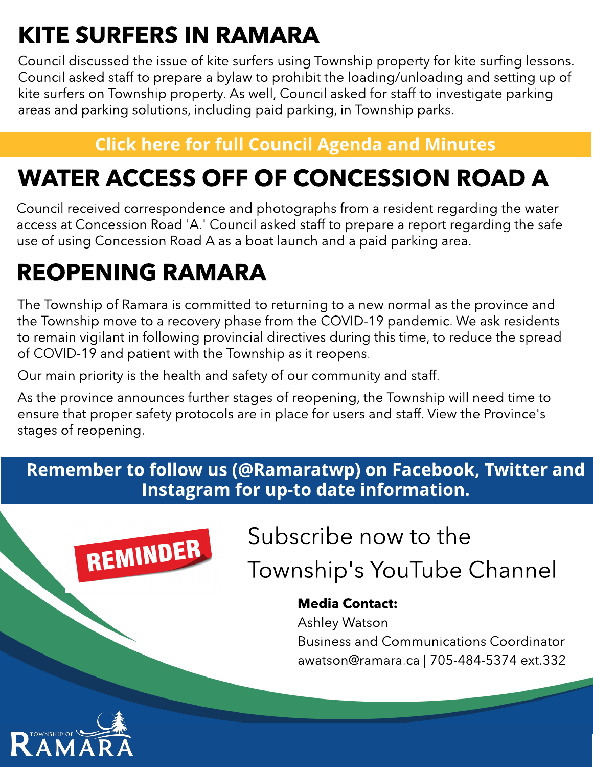## KITE SURFERS IN RAMARA

Council discussed the issue of kite surfers using Township property for kite surfing lessons. Council asked staff to prepare a bylaw to prohibit the loading/unloading and setting up of kite surfers on Township property. As well, Council asked for staff to investigate parking areas and parking solutions, including paid parking, in Township parks.

**Click here for full Council Agenda and Minutes**

## WATER ACCESS OFF OF CONCESSION ROAD A

Council received correspondence and photographs from a resident regarding the water access at Concession Road 'A.' Council asked staff to prepare a report regarding the safe use of using Concession Road A as a boat launch and a paid parking area.

## REOPENING RAMARA

The Township of Ramara is committed to returning to a new normal as the province and the Township move to a recovery phase from the COVID-19 pandemic. We ask residents to remain vigilant in following provincial directives during this time, to reduce the spread of COVID-19 and patient with the Township as it reopens.

Our main priority is the health and safety of our community and staff.

As the province announces further stages of reopening, the Township will need time to ensure that proper safety protocols are in place for users and staff. View the Province's stages of reopening.

**Remember to follow us (@Ramaratwp) on Facebook, Twitter and Instagram for up-to date information.**

REMINDER

Subscribe now to the Township's YouTube Channel

**Media Contact:**
Ashley Watson
Business and Communications Coordinator
awatson@ramara.ca | 705-484-5374 ext.332

TOWNSHIP OF RAMARA